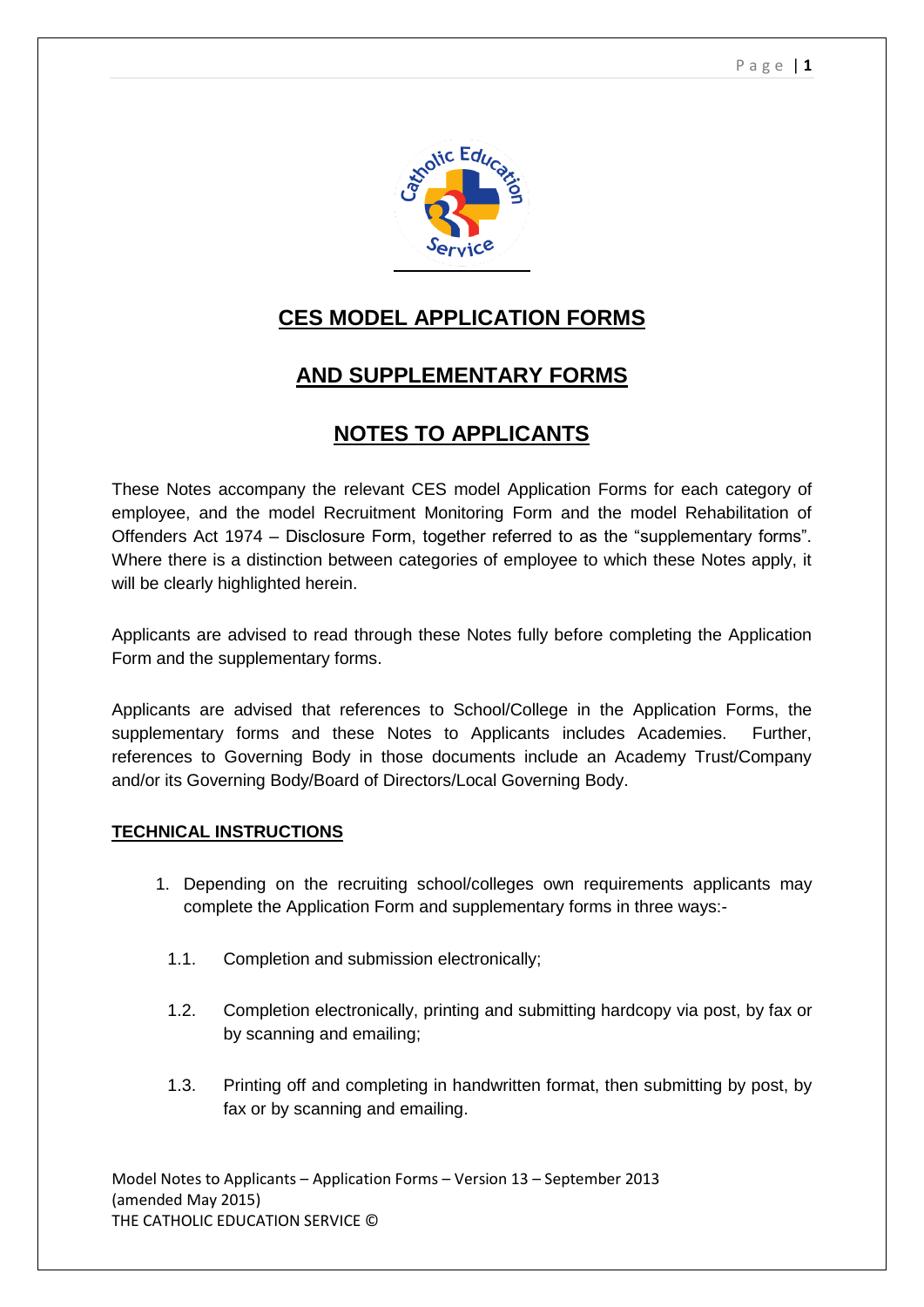# CES MODEL APPLICATION FORMS

# AND SUPPLEMENTARY FORMS

# NOTES TO APPLICANTS

These Notes accompany the relevant CES model Application Forms for each category of employee, and the model Recruitment Monitoring Form and the model Rehabilitation of Offenders Act 1974 – Disclosure Form, together referred to as the "supplementary forms". Where there is a distinction between categories of employee to which these Notes apply, it will be clearly highlighted herein.

Applicants are advised to read through these Notes fully before completing the Application Form and the supplementary forms.

Applicants are advised that references to School/College in the Application Forms, the supplementary forms and these Notes to Applicants includes Academies. Further, references to Governing Body in those documents include an Academy Trust/Company and/or its Governing Body/Board of Directors/Local Governing Body.

## TECHNICAL INSTRUCTIONS

1. Depending on the recruiting school/colleges own requirements applicants may complete the Application Form and supplementary forms in three ways:-

   1.1. Completion and submission electronically;

   1.2. Completion electronically, printing and submitting hardcopy via post, by fax or by scanning and emailing;

   1.3. Printing off and completing in handwritten format, then submitting by post, by fax or by scanning and emailing.

Model Notes to Applicants – Application Forms – Version 13 – September 2013 (amended May 2015)
THE CATHOLIC EDUCATION SERVICE ©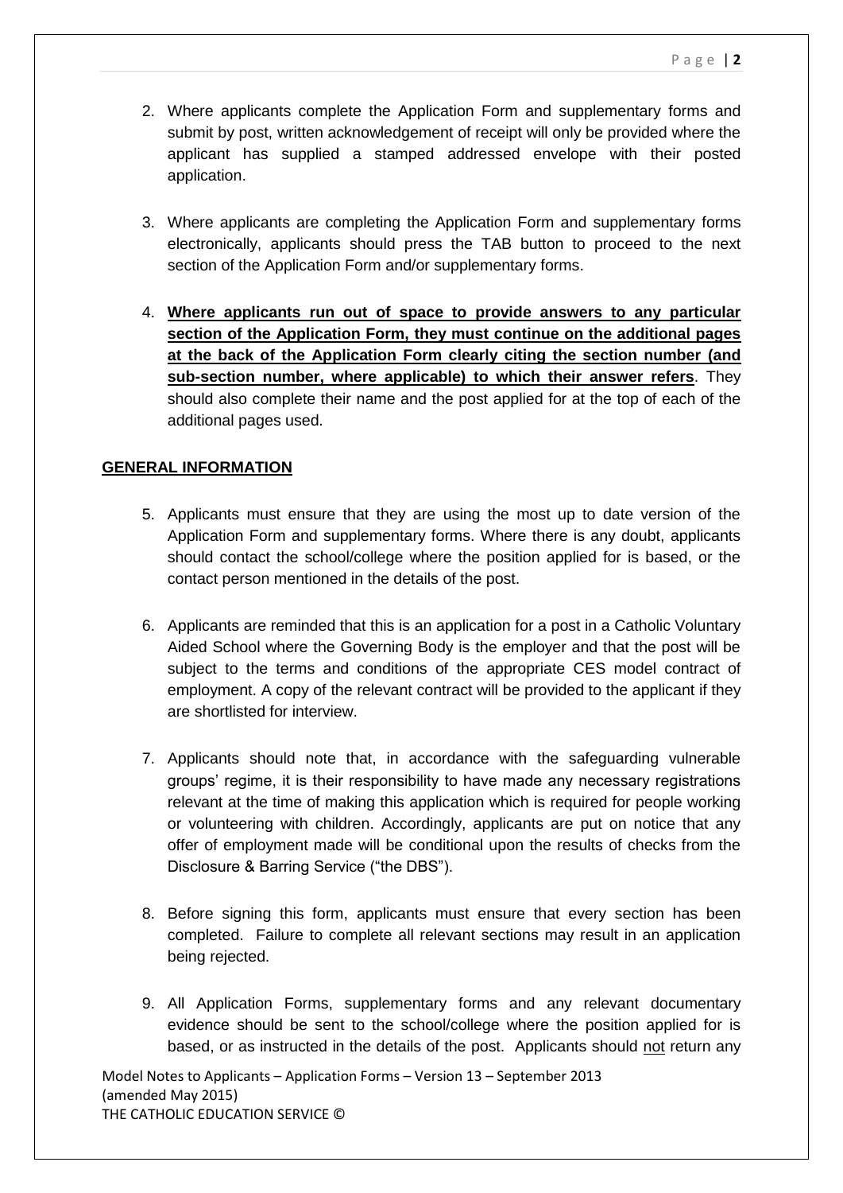2. Where applicants complete the Application Form and supplementary forms and submit by post, written acknowledgement of receipt will only be provided where the applicant has supplied a stamped addressed envelope with their posted application.

3. Where applicants are completing the Application Form and supplementary forms electronically, applicants should press the TAB button to proceed to the next section of the Application Form and/or supplementary forms.

4. **Where applicants run out of space to provide answers to any particular section of the Application Form, they must continue on the additional pages at the back of the Application Form clearly citing the section number (and sub-section number, where applicable) to which their answer refers**. They should also complete their name and the post applied for at the top of each of the additional pages used.

## GENERAL INFORMATION

5. Applicants must ensure that they are using the most up to date version of the Application Form and supplementary forms. Where there is any doubt, applicants should contact the school/college where the position applied for is based, or the contact person mentioned in the details of the post.

6. Applicants are reminded that this is an application for a post in a Catholic Voluntary Aided School where the Governing Body is the employer and that the post will be subject to the terms and conditions of the appropriate CES model contract of employment. A copy of the relevant contract will be provided to the applicant if they are shortlisted for interview.

7. Applicants should note that, in accordance with the safeguarding vulnerable groups' regime, it is their responsibility to have made any necessary registrations relevant at the time of making this application which is required for people working or volunteering with children. Accordingly, applicants are put on notice that any offer of employment made will be conditional upon the results of checks from the Disclosure & Barring Service ("the DBS").

8. Before signing this form, applicants must ensure that every section has been completed. Failure to complete all relevant sections may result in an application being rejected.

9. All Application Forms, supplementary forms and any relevant documentary evidence should be sent to the school/college where the position applied for is based, or as instructed in the details of the post. Applicants should not return any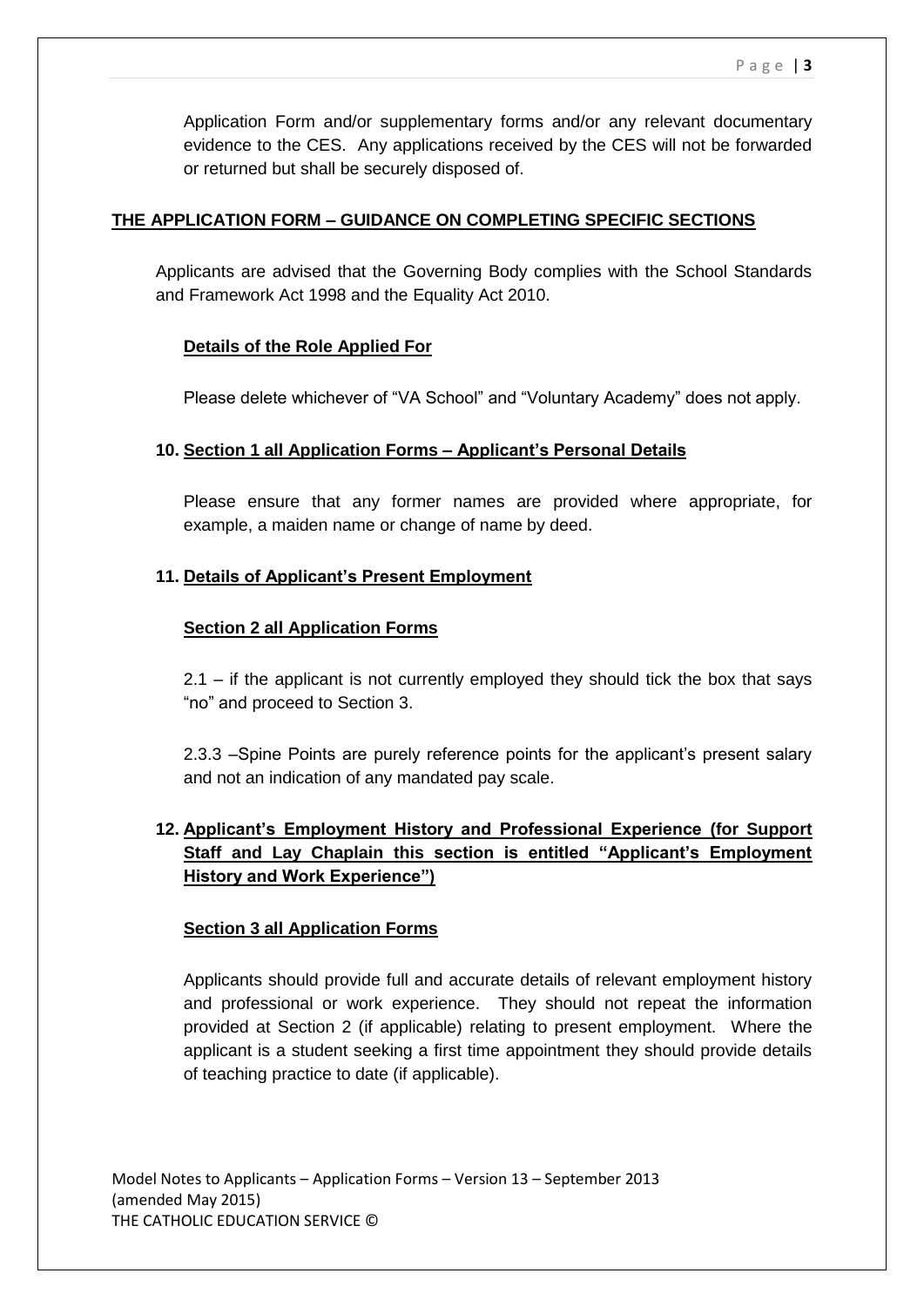Application Form and/or supplementary forms and/or any relevant documentary evidence to the CES. Any applications received by the CES will not be forwarded or returned but shall be securely disposed of.

## THE APPLICATION FORM – GUIDANCE ON COMPLETING SPECIFIC SECTIONS

Applicants are advised that the Governing Body complies with the School Standards and Framework Act 1998 and the Equality Act 2010.

### Details of the Role Applied For

Please delete whichever of "VA School" and "Voluntary Academy" does not apply.

### 10. Section 1 all Application Forms – Applicant's Personal Details

Please ensure that any former names are provided where appropriate, for example, a maiden name or change of name by deed.

### 11. Details of Applicant's Present Employment

#### Section 2 all Application Forms

2.1 – if the applicant is not currently employed they should tick the box that says "no" and proceed to Section 3.

2.3.3 –Spine Points are purely reference points for the applicant's present salary and not an indication of any mandated pay scale.

### 12. Applicant's Employment History and Professional Experience (for Support Staff and Lay Chaplain this section is entitled "Applicant's Employment History and Work Experience")

#### Section 3 all Application Forms

Applicants should provide full and accurate details of relevant employment history and professional or work experience. They should not repeat the information provided at Section 2 (if applicable) relating to present employment. Where the applicant is a student seeking a first time appointment they should provide details of teaching practice to date (if applicable).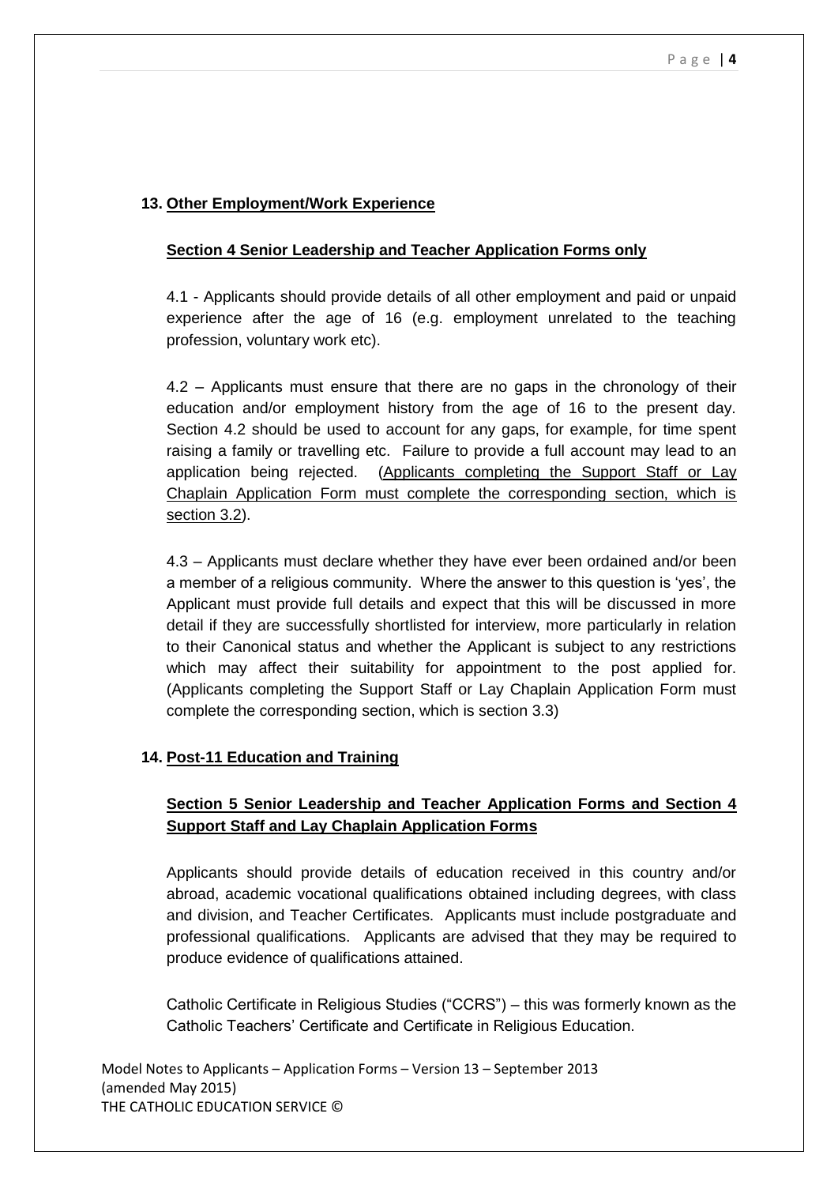## 13. Other Employment/Work Experience

### Section 4 Senior Leadership and Teacher Application Forms only

4.1 - Applicants should provide details of all other employment and paid or unpaid experience after the age of 16 (e.g. employment unrelated to the teaching profession, voluntary work etc).

4.2 – Applicants must ensure that there are no gaps in the chronology of their education and/or employment history from the age of 16 to the present day. Section 4.2 should be used to account for any gaps, for example, for time spent raising a family or travelling etc. Failure to provide a full account may lead to an application being rejected. (Applicants completing the Support Staff or Lay Chaplain Application Form must complete the corresponding section, which is section 3.2).

4.3 – Applicants must declare whether they have ever been ordained and/or been a member of a religious community. Where the answer to this question is 'yes', the Applicant must provide full details and expect that this will be discussed in more detail if they are successfully shortlisted for interview, more particularly in relation to their Canonical status and whether the Applicant is subject to any restrictions which may affect their suitability for appointment to the post applied for. (Applicants completing the Support Staff or Lay Chaplain Application Form must complete the corresponding section, which is section 3.3)

## 14. Post-11 Education and Training

### Section 5 Senior Leadership and Teacher Application Forms and Section 4 Support Staff and Lay Chaplain Application Forms

Applicants should provide details of education received in this country and/or abroad, academic vocational qualifications obtained including degrees, with class and division, and Teacher Certificates. Applicants must include postgraduate and professional qualifications. Applicants are advised that they may be required to produce evidence of qualifications attained.

Catholic Certificate in Religious Studies ("CCRS") – this was formerly known as the Catholic Teachers' Certificate and Certificate in Religious Education.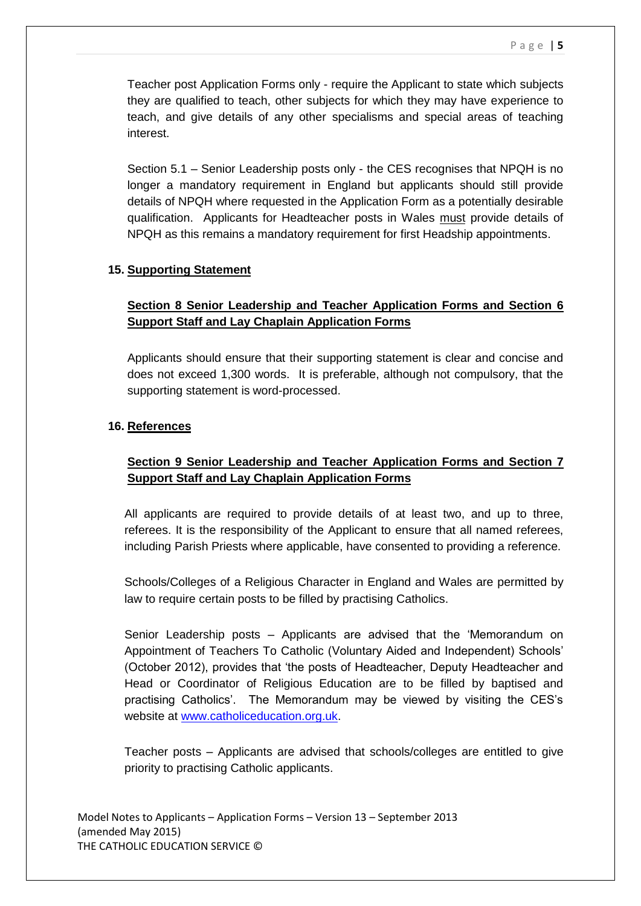Teacher post Application Forms only - require the Applicant to state which subjects they are qualified to teach, other subjects for which they may have experience to teach, and give details of any other specialisms and special areas of teaching interest.

Section 5.1 – Senior Leadership posts only - the CES recognises that NPQH is no longer a mandatory requirement in England but applicants should still provide details of NPQH where requested in the Application Form as a potentially desirable qualification. Applicants for Headteacher posts in Wales must provide details of NPQH as this remains a mandatory requirement for first Headship appointments.

## 15. Supporting Statement

### Section 8 Senior Leadership and Teacher Application Forms and Section 6 Support Staff and Lay Chaplain Application Forms

Applicants should ensure that their supporting statement is clear and concise and does not exceed 1,300 words. It is preferable, although not compulsory, that the supporting statement is word-processed.

## 16. References

### Section 9 Senior Leadership and Teacher Application Forms and Section 7 Support Staff and Lay Chaplain Application Forms

All applicants are required to provide details of at least two, and up to three, referees. It is the responsibility of the Applicant to ensure that all named referees, including Parish Priests where applicable, have consented to providing a reference.

Schools/Colleges of a Religious Character in England and Wales are permitted by law to require certain posts to be filled by practising Catholics.

Senior Leadership posts – Applicants are advised that the 'Memorandum on Appointment of Teachers To Catholic (Voluntary Aided and Independent) Schools' (October 2012), provides that 'the posts of Headteacher, Deputy Headteacher and Head or Coordinator of Religious Education are to be filled by baptised and practising Catholics'. The Memorandum may be viewed by visiting the CES's website at [www.catholiceducation.org.uk](http://www.catholiceducation.org.uk).

Teacher posts – Applicants are advised that schools/colleges are entitled to give priority to practising Catholic applicants.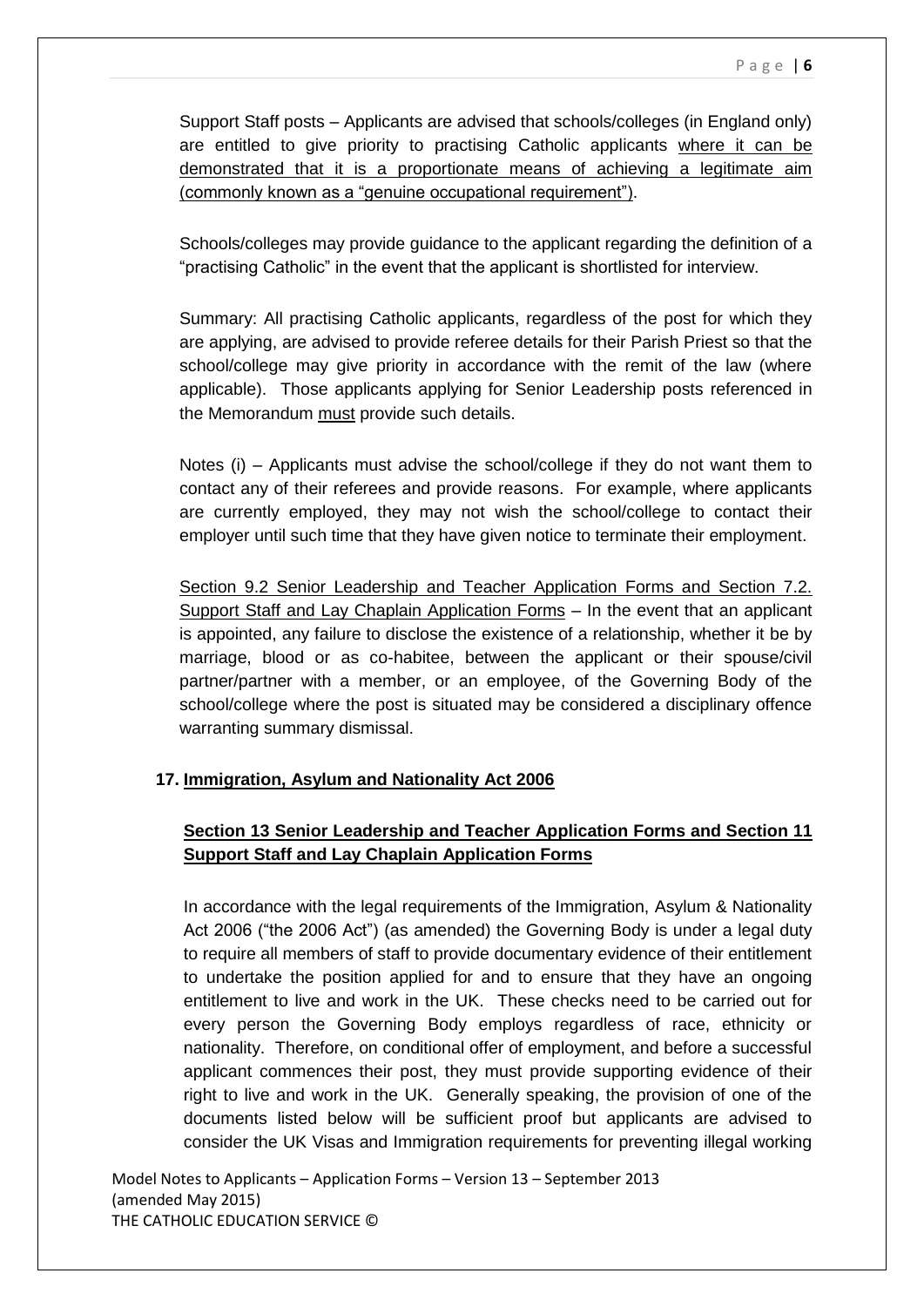Support Staff posts – Applicants are advised that schools/colleges (in England only) are entitled to give priority to practising Catholic applicants <u>where it can be demonstrated that it is a proportionate means of achieving a legitimate aim (commonly known as a "genuine occupational requirement")</u>.

Schools/colleges may provide guidance to the applicant regarding the definition of a "practising Catholic" in the event that the applicant is shortlisted for interview.

Summary: All practising Catholic applicants, regardless of the post for which they are applying, are advised to provide referee details for their Parish Priest so that the school/college may give priority in accordance with the remit of the law (where applicable). Those applicants applying for Senior Leadership posts referenced in the Memorandum <u>must</u> provide such details.

Notes (i) – Applicants must advise the school/college if they do not want them to contact any of their referees and provide reasons. For example, where applicants are currently employed, they may not wish the school/college to contact their employer until such time that they have given notice to terminate their employment.

<u>Section 9.2 Senior Leadership and Teacher Application Forms and Section 7.2. Support Staff and Lay Chaplain Application Forms</u> – In the event that an applicant is appointed, any failure to disclose the existence of a relationship, whether it be by marriage, blood or as co-habitee, between the applicant or their spouse/civil partner/partner with a member, or an employee, of the Governing Body of the school/college where the post is situated may be considered a disciplinary offence warranting summary dismissal.

## 17. Immigration, Asylum and Nationality Act 2006

### Section 13 Senior Leadership and Teacher Application Forms and Section 11 Support Staff and Lay Chaplain Application Forms

In accordance with the legal requirements of the Immigration, Asylum & Nationality Act 2006 ("the 2006 Act") (as amended) the Governing Body is under a legal duty to require all members of staff to provide documentary evidence of their entitlement to undertake the position applied for and to ensure that they have an ongoing entitlement to live and work in the UK. These checks need to be carried out for every person the Governing Body employs regardless of race, ethnicity or nationality. Therefore, on conditional offer of employment, and before a successful applicant commences their post, they must provide supporting evidence of their right to live and work in the UK. Generally speaking, the provision of one of the documents listed below will be sufficient proof but applicants are advised to consider the UK Visas and Immigration requirements for preventing illegal working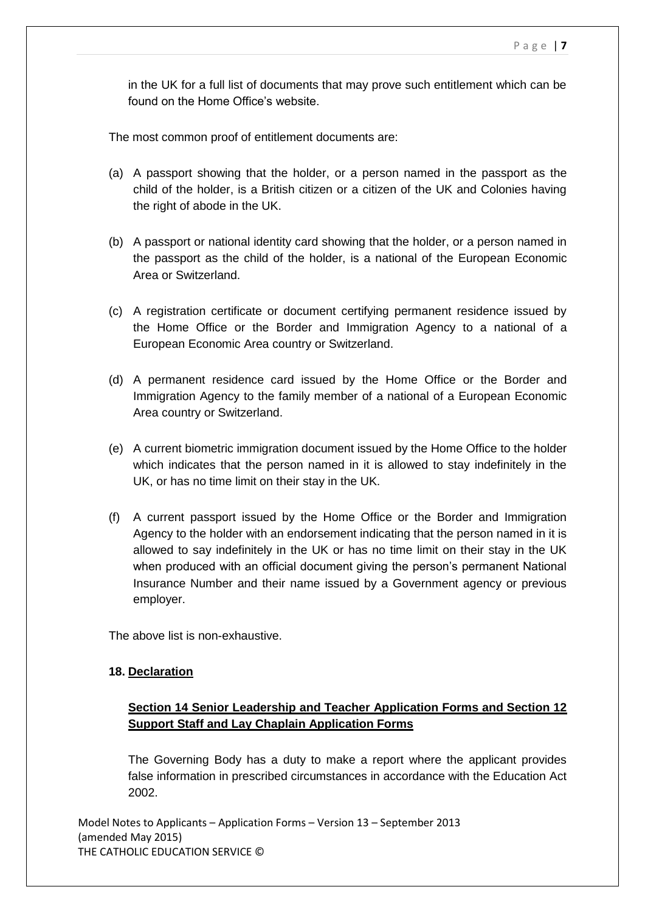in the UK for a full list of documents that may prove such entitlement which can be found on the Home Office's website.

The most common proof of entitlement documents are:

(a) A passport showing that the holder, or a person named in the passport as the child of the holder, is a British citizen or a citizen of the UK and Colonies having the right of abode in the UK.

(b) A passport or national identity card showing that the holder, or a person named in the passport as the child of the holder, is a national of the European Economic Area or Switzerland.

(c) A registration certificate or document certifying permanent residence issued by the Home Office or the Border and Immigration Agency to a national of a European Economic Area country or Switzerland.

(d) A permanent residence card issued by the Home Office or the Border and Immigration Agency to the family member of a national of a European Economic Area country or Switzerland.

(e) A current biometric immigration document issued by the Home Office to the holder which indicates that the person named in it is allowed to stay indefinitely in the UK, or has no time limit on their stay in the UK.

(f) A current passport issued by the Home Office or the Border and Immigration Agency to the holder with an endorsement indicating that the person named in it is allowed to say indefinitely in the UK or has no time limit on their stay in the UK when produced with an official document giving the person's permanent National Insurance Number and their name issued by a Government agency or previous employer.

The above list is non-exhaustive.

## 18. Declaration

### Section 14 Senior Leadership and Teacher Application Forms and Section 12 Support Staff and Lay Chaplain Application Forms

The Governing Body has a duty to make a report where the applicant provides false information in prescribed circumstances in accordance with the Education Act 2002.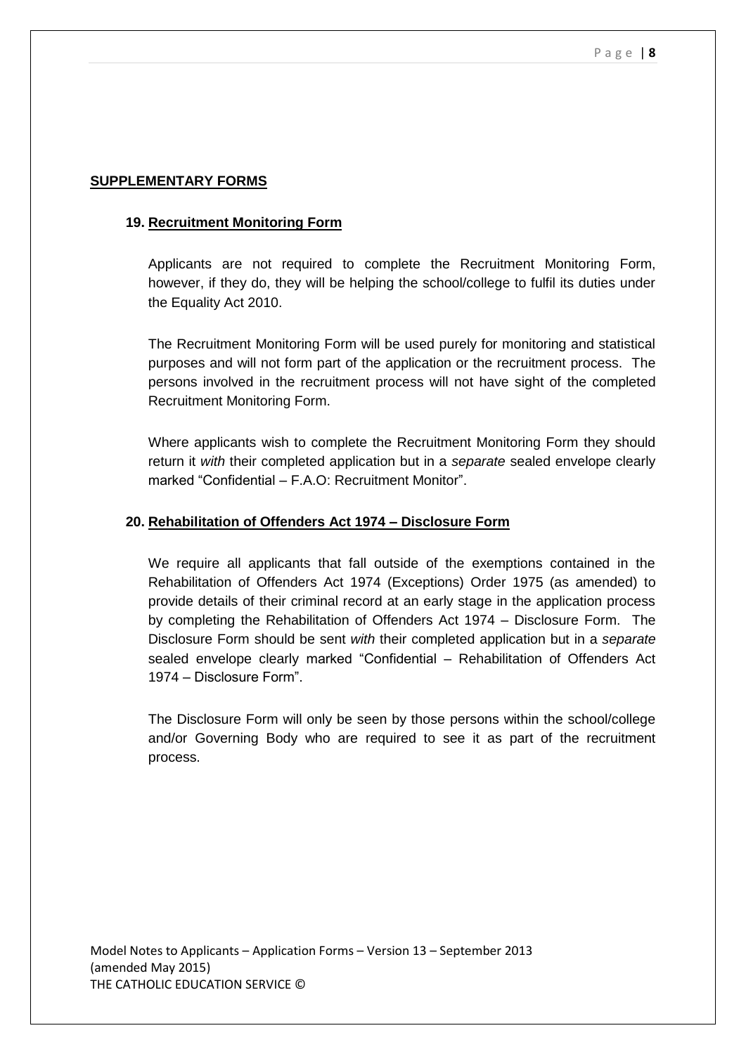## SUPPLEMENTARY FORMS

### 19. Recruitment Monitoring Form

Applicants are not required to complete the Recruitment Monitoring Form, however, if they do, they will be helping the school/college to fulfil its duties under the Equality Act 2010.

The Recruitment Monitoring Form will be used purely for monitoring and statistical purposes and will not form part of the application or the recruitment process. The persons involved in the recruitment process will not have sight of the completed Recruitment Monitoring Form.

Where applicants wish to complete the Recruitment Monitoring Form they should return it *with* their completed application but in a *separate* sealed envelope clearly marked "Confidential – F.A.O: Recruitment Monitor".

### 20. Rehabilitation of Offenders Act 1974 – Disclosure Form

We require all applicants that fall outside of the exemptions contained in the Rehabilitation of Offenders Act 1974 (Exceptions) Order 1975 (as amended) to provide details of their criminal record at an early stage in the application process by completing the Rehabilitation of Offenders Act 1974 – Disclosure Form. The Disclosure Form should be sent *with* their completed application but in a *separate* sealed envelope clearly marked "Confidential – Rehabilitation of Offenders Act 1974 – Disclosure Form".

The Disclosure Form will only be seen by those persons within the school/college and/or Governing Body who are required to see it as part of the recruitment process.